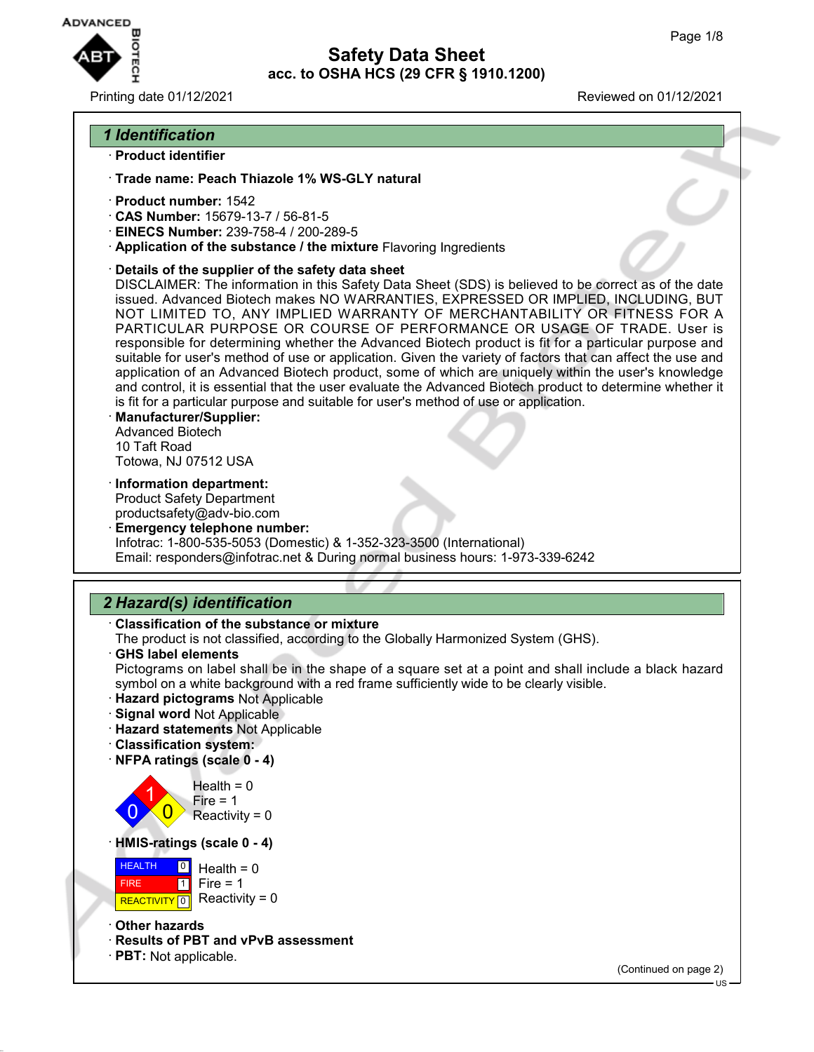# Safety Data Sheet

## acc. to OSHA HCS (29 CFR § 1910.1200)

Printing date 01/12/2021 Reviewed on 01/12/2021

## 1 Identification

· **Product identifier**

· **Trade name: Peach Thiazole 1% WS-GLY natural**

· **Product number:** 1542
· **CAS Number:** 15679-13-7 / 56-81-5
· **EINECS Number:** 239-758-4 / 200-289-5
· **Application of the substance / the mixture** Flavoring Ingredients

· **Details of the supplier of the safety data sheet**
DISCLAIMER: The information in this Safety Data Sheet (SDS) is believed to be correct as of the date issued. Advanced Biotech makes NO WARRANTIES, EXPRESSED OR IMPLIED, INCLUDING, BUT NOT LIMITED TO, ANY IMPLIED WARRANTY OF MERCHANTABILITY OR FITNESS FOR A PARTICULAR PURPOSE OR COURSE OF PERFORMANCE OR USAGE OF TRADE. User is responsible for determining whether the Advanced Biotech product is fit for a particular purpose and suitable for user's method of use or application. Given the variety of factors that can affect the use and application of an Advanced Biotech product, some of which are uniquely within the user's knowledge and control, it is essential that the user evaluate the Advanced Biotech product to determine whether it is fit for a particular purpose and suitable for user's method of use or application.
· **Manufacturer/Supplier:**
Advanced Biotech
10 Taft Road
Totowa, NJ 07512 USA

· **Information department:**
Product Safety Department
productsafety@adv-bio.com
· **Emergency telephone number:**
Infotrac: 1-800-535-5053 (Domestic) & 1-352-323-3500 (International)
Email: responders@infotrac.net & During normal business hours: 1-973-339-6242

## 2 Hazard(s) identification

· **Classification of the substance or mixture**
The product is not classified, according to the Globally Harmonized System (GHS).
· **GHS label elements**
Pictograms on label shall be in the shape of a square set at a point and shall include a black hazard symbol on a white background with a red frame sufficiently wide to be clearly visible.
· **Hazard pictograms** Not Applicable
· **Signal word** Not Applicable
· **Hazard statements** Not Applicable
· **Classification system:**
· **NFPA ratings (scale 0 - 4)**

Health = 0
Fire = 1
Reactivity = 0

· **HMIS-ratings (scale 0 - 4)**

| | | |
|---|---|---|
| HEALTH | 0 | Health = 0 |
| FIRE | 1 | Fire = 1 |
| REACTIVITY | 0 | Reactivity = 0 |

· **Other hazards**
· **Results of PBT and vPvB assessment**
· **PBT:** Not applicable.

(Continued on page 2)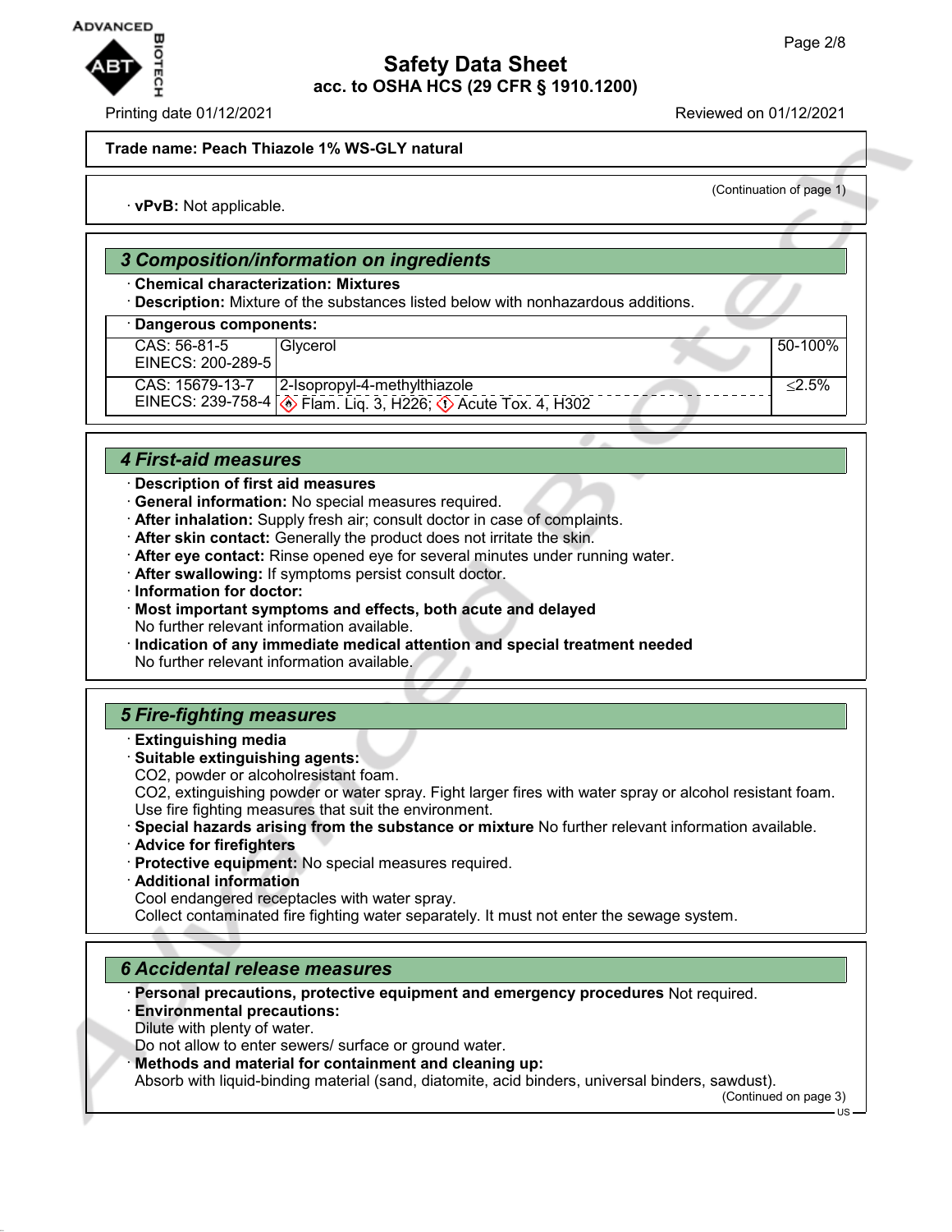**Trade name: Peach Thiazole 1% WS-GLY natural**

(Continuation of page 1)

· **vPvB:** Not applicable.

## 3 Composition/information on ingredients

· **Chemical characterization: Mixtures**
· **Description:** Mixture of the substances listed below with nonhazardous additions.

| · **Dangerous components:** | | |
|---|---|---|
| CAS: 56-81-5<br>EINECS: 200-289-5 | Glycerol | 50-100% |
| CAS: 15679-13-7<br>EINECS: 239-758-4 | 2-Isopropyl-4-methylthiazole<br>Flam. Liq. 3, H226; Acute Tox. 4, H302 | ≤2.5% |

## 4 First-aid measures

· **Description of first aid measures**
· **General information:** No special measures required.
· **After inhalation:** Supply fresh air; consult doctor in case of complaints.
· **After skin contact:** Generally the product does not irritate the skin.
· **After eye contact:** Rinse opened eye for several minutes under running water.
· **After swallowing:** If symptoms persist consult doctor.
· **Information for doctor:**
· **Most important symptoms and effects, both acute and delayed**
No further relevant information available.
· **Indication of any immediate medical attention and special treatment needed**
No further relevant information available.

## 5 Fire-fighting measures

· **Extinguishing media**
· **Suitable extinguishing agents:**
$CO_2$, powder or alcoholresistant foam.
$CO_2$, extinguishing powder or water spray. Fight larger fires with water spray or alcohol resistant foam.
Use fire fighting measures that suit the environment.
· **Special hazards arising from the substance or mixture** No further relevant information available.
· **Advice for firefighters**
· **Protective equipment:** No special measures required.
· **Additional information**
Cool endangered receptacles with water spray.
Collect contaminated fire fighting water separately. It must not enter the sewage system.

## 6 Accidental release measures

· **Personal precautions, protective equipment and emergency procedures** Not required.
· **Environmental precautions:**
Dilute with plenty of water.
Do not allow to enter sewers/ surface or ground water.
· **Methods and material for containment and cleaning up:**
Absorb with liquid-binding material (sand, diatomite, acid binders, universal binders, sawdust).

(Continued on page 3)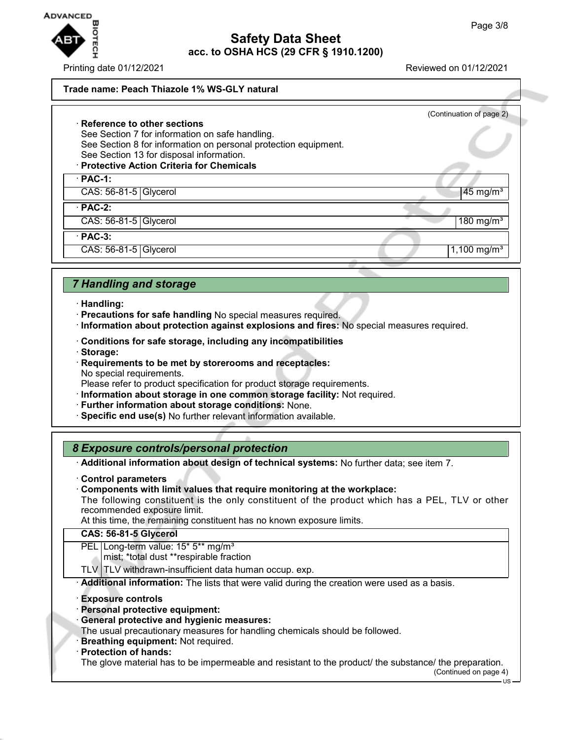**Trade name: Peach Thiazole 1% WS-GLY natural**

(Continuation of page 2)

· **Reference to other sections**
See Section 7 for information on safe handling.
See Section 8 for information on personal protection equipment.
See Section 13 for disposal information.

· **Protective Action Criteria for Chemicals**

| · **PAC-1:** | | |
|---|---|---|
| CAS: 56-81-5 | Glycerol | 45 mg/m³ |
| · **PAC-2:** | | |
| CAS: 56-81-5 | Glycerol | 180 mg/m³ |
| · **PAC-3:** | | |
| CAS: 56-81-5 | Glycerol | 1,100 mg/m³ |

## *7 Handling and storage*

· **Handling:**
· **Precautions for safe handling** No special measures required.
· **Information about protection against explosions and fires:** No special measures required.

· **Conditions for safe storage, including any incompatibilities**
· **Storage:**
· **Requirements to be met by storerooms and receptacles:**
No special requirements.
Please refer to product specification for product storage requirements.
· **Information about storage in one common storage facility:** Not required.
· **Further information about storage conditions:** None.
· **Specific end use(s)** No further relevant information available.

## *8 Exposure controls/personal protection*

· **Additional information about design of technical systems:** No further data; see item 7.

· **Control parameters**
· **Components with limit values that require monitoring at the workplace:**
The following constituent is the only constituent of the product which has a PEL, TLV or other recommended exposure limit.
At this time, the remaining constituent has no known exposure limits.

| **CAS: 56-81-5 Glycerol** | |
|---|---|
| PEL | Long-term value: 15* 5** mg/m³<br>mist; *total dust **respirable fraction |
| TLV | TLV withdrawn-insufficient data human occup. exp. |

· **Additional information:** The lists that were valid during the creation were used as a basis.

· **Exposure controls**
· **Personal protective equipment:**
· **General protective and hygienic measures:**
The usual precautionary measures for handling chemicals should be followed.
· **Breathing equipment:** Not required.
· **Protection of hands:**
The glove material has to be impermeable and resistant to the product/ the substance/ the preparation.

(Continued on page 4)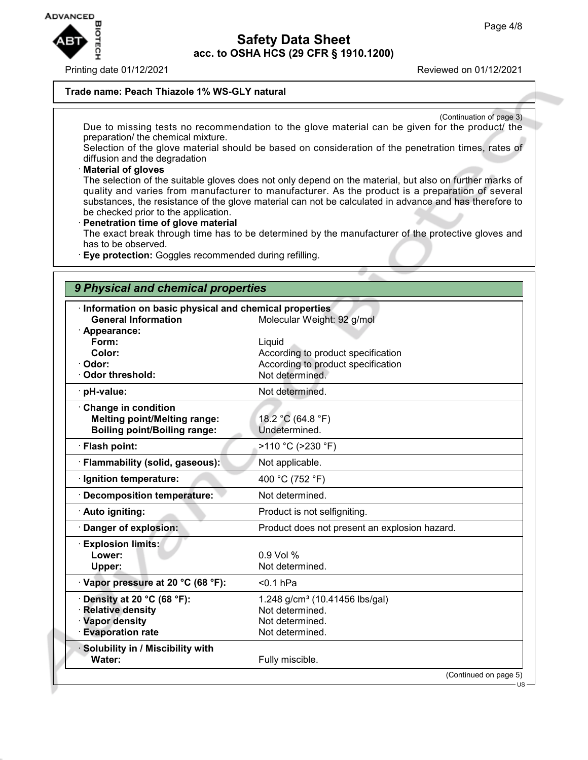**Trade name: Peach Thiazole 1% WS-GLY natural**

(Continuation of page 3)

Due to missing tests no recommendation to the glove material can be given for the product/ the preparation/ the chemical mixture.
Selection of the glove material should be based on consideration of the penetration times, rates of diffusion and the degradation

· **Material of gloves**
The selection of the suitable gloves does not only depend on the material, but also on further marks of quality and varies from manufacturer to manufacturer. As the product is a preparation of several substances, the resistance of the glove material can not be calculated in advance and has therefore to be checked prior to the application.

· **Penetration time of glove material**
The exact break through time has to be determined by the manufacturer of the protective gloves and has to be observed.

· **Eye protection:** Goggles recommended during refilling.

## 9 Physical and chemical properties

| | |
|---|---|
| · **Information on basic physical and chemical properties** | |
| **General Information** | Molecular Weight: 92 g/mol |
| · **Appearance:** | |
| **Form:** | Liquid |
| **Color:** | According to product specification |
| · **Odor:** | According to product specification |
| · **Odor threshold:** | Not determined. |
| · **pH-value:** | Not determined. |
| · **Change in condition** | |
| **Melting point/Melting range:** | 18.2 °C (64.8 °F) |
| **Boiling point/Boiling range:** | Undetermined. |
| · **Flash point:** | >110 °C (>230 °F) |
| · **Flammability (solid, gaseous):** | Not applicable. |
| · **Ignition temperature:** | 400 °C (752 °F) |
| · **Decomposition temperature:** | Not determined. |
| · **Auto igniting:** | Product is not selfigniting. |
| · **Danger of explosion:** | Product does not present an explosion hazard. |
| · **Explosion limits:** | |
| **Lower:** | 0.9 Vol % |
| **Upper:** | Not determined. |
| · **Vapor pressure at 20 °C (68 °F):** | <0.1 hPa |
| · **Density at 20 °C (68 °F):** | 1.248 g/cm³ (10.41456 lbs/gal) |
| · **Relative density** | Not determined. |
| · **Vapor density** | Not determined. |
| · **Evaporation rate** | Not determined. |
| · **Solubility in / Miscibility with** | |
| **Water:** | Fully miscible. |

(Continued on page 5)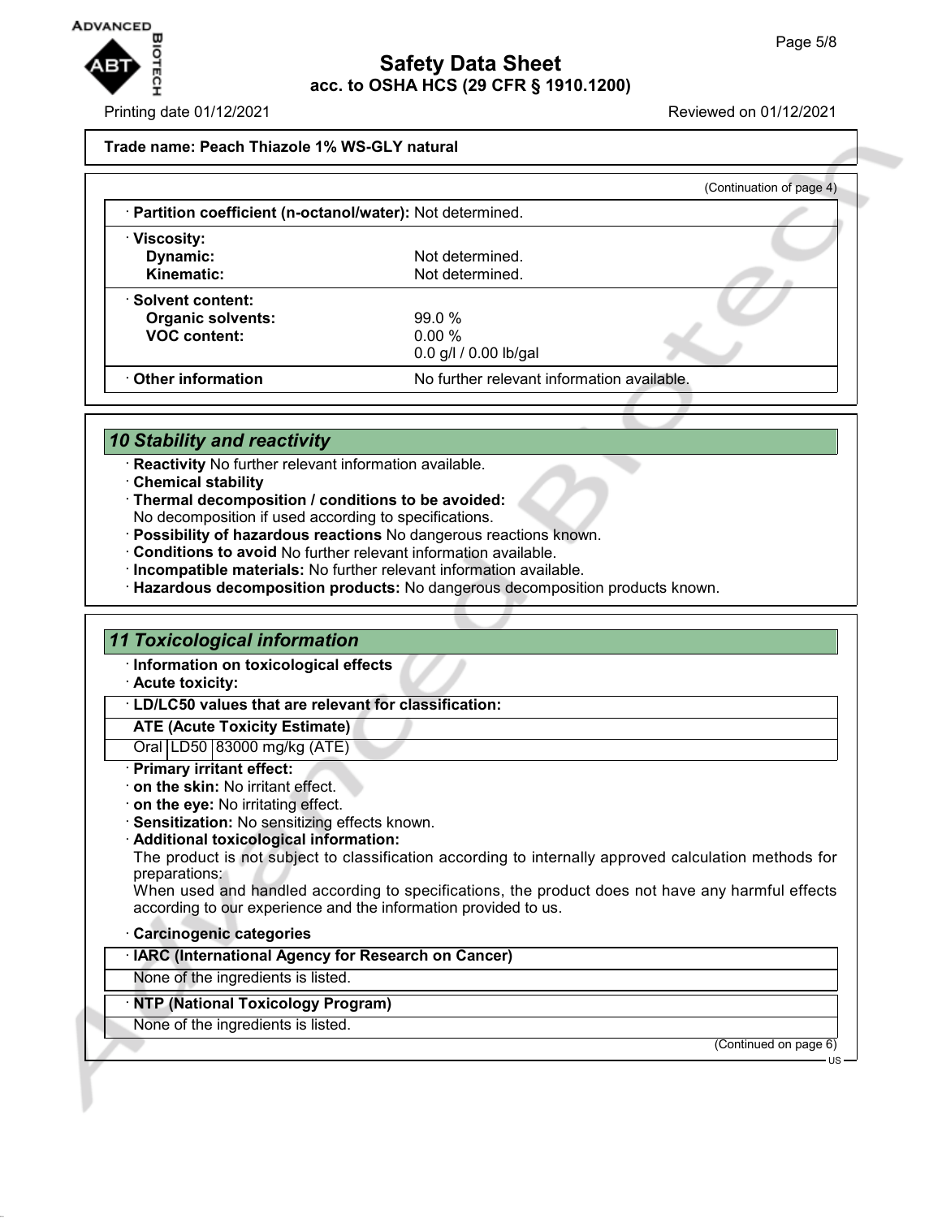**Trade name: Peach Thiazole 1% WS-GLY natural**

(Continuation of page 4)

· **Partition coefficient (n-octanol/water):** Not determined.

· **Viscosity:**

| | |
|---|---|
| **Dynamic:** | Not determined. |
| **Kinematic:** | Not determined. |

· **Solvent content:**

| | |
|---|---|
| **Organic solvents:** | 99.0 % |
| **VOC content:** | 0.00 % |
| | 0.0 g/l / 0.00 lb/gal |

· **Other information** No further relevant information available.

## 10 Stability and reactivity

· **Reactivity** No further relevant information available.
· **Chemical stability**
· **Thermal decomposition / conditions to be avoided:**
No decomposition if used according to specifications.
· **Possibility of hazardous reactions** No dangerous reactions known.
· **Conditions to avoid** No further relevant information available.
· **Incompatible materials:** No further relevant information available.
· **Hazardous decomposition products:** No dangerous decomposition products known.

## 11 Toxicological information

· **Information on toxicological effects**
· **Acute toxicity:**

| · **LD/LC50 values that are relevant for classification:** | | |
|---|---|---|
| **ATE (Acute Toxicity Estimate)** | | |
| Oral | LD50 | 83000 mg/kg (ATE) |

· **Primary irritant effect:**
· **on the skin:** No irritant effect.
· **on the eye:** No irritating effect.
· **Sensitization:** No sensitizing effects known.
· **Additional toxicological information:**
The product is not subject to classification according to internally approved calculation methods for preparations:
When used and handled according to specifications, the product does not have any harmful effects according to our experience and the information provided to us.

· **Carcinogenic categories**

| · **IARC (International Agency for Research on Cancer)** |
|---|
| None of the ingredients is listed. |

| · **NTP (National Toxicology Program)** |
|---|
| None of the ingredients is listed. |

(Continued on page 6)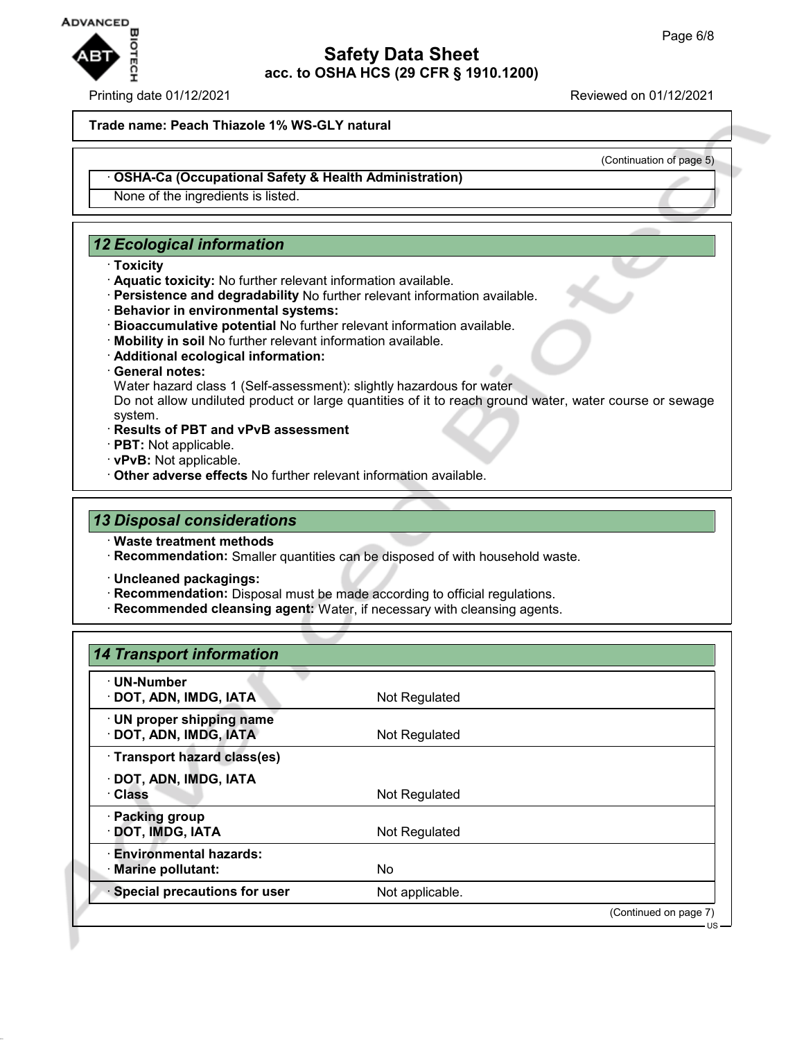Trade name: Peach Thiazole 1% WS-GLY natural

(Continuation of page 5)

· **OSHA-Ca (Occupational Safety & Health Administration)**

None of the ingredients is listed.

## 12 Ecological information

· **Toxicity**
· **Aquatic toxicity:** No further relevant information available.
· **Persistence and degradability** No further relevant information available.
· **Behavior in environmental systems:**
· **Bioaccumulative potential** No further relevant information available.
· **Mobility in soil** No further relevant information available.
· **Additional ecological information:**
· **General notes:**
Water hazard class 1 (Self-assessment): slightly hazardous for water
Do not allow undiluted product or large quantities of it to reach ground water, water course or sewage system.
· **Results of PBT and vPvB assessment**
· **PBT:** Not applicable.
· **vPvB:** Not applicable.
· **Other adverse effects** No further relevant information available.

## 13 Disposal considerations

· **Waste treatment methods**
· **Recommendation:** Smaller quantities can be disposed of with household waste.

· **Uncleaned packagings:**
· **Recommendation:** Disposal must be made according to official regulations.
· **Recommended cleansing agent:** Water, if necessary with cleansing agents.

## 14 Transport information

| | |
|---|---|
| · **UN-Number**<br>· **DOT, ADN, IMDG, IATA** | Not Regulated |
| · **UN proper shipping name**<br>· **DOT, ADN, IMDG, IATA** | Not Regulated |
| · **Transport hazard class(es)**<br>· **DOT, ADN, IMDG, IATA**<br>· **Class** | Not Regulated |
| · **Packing group**<br>· **DOT, IMDG, IATA** | Not Regulated |
| · **Environmental hazards:**<br>· **Marine pollutant:** | No |
| · **Special precautions for user** | Not applicable. |

(Continued on page 7)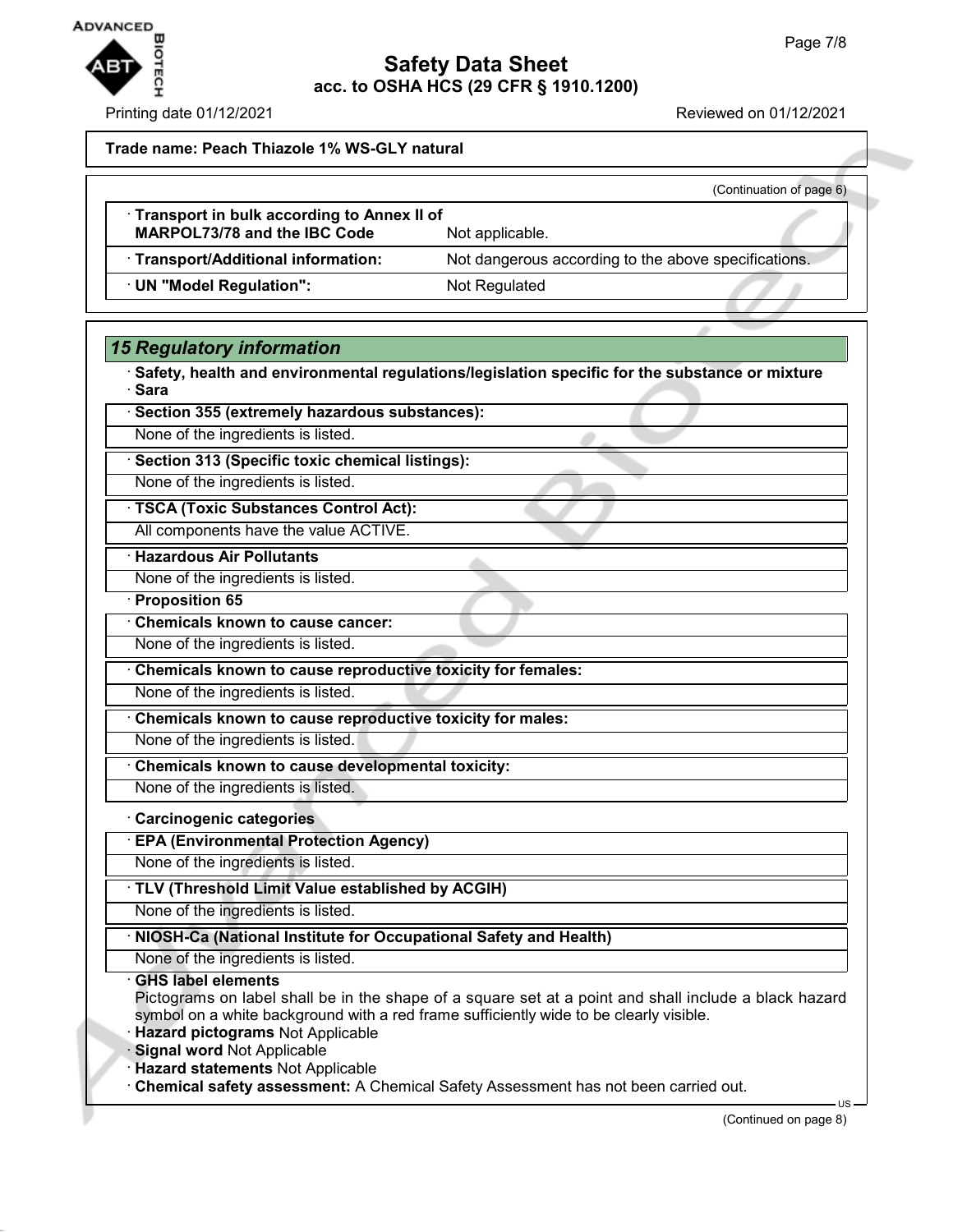**Trade name: Peach Thiazole 1% WS-GLY natural**

(Continuation of page 6)

| | |
|---|---|
| · **Transport in bulk according to Annex II of MARPOL73/78 and the IBC Code** | Not applicable. |
| · **Transport/Additional information:** | Not dangerous according to the above specifications. |
| · **UN "Model Regulation":** | Not Regulated |

## 15 Regulatory information

· **Safety, health and environmental regulations/legislation specific for the substance or mixture**
· **Sara**

· **Section 355 (extremely hazardous substances):**
None of the ingredients is listed.

· **Section 313 (Specific toxic chemical listings):**
None of the ingredients is listed.

· **TSCA (Toxic Substances Control Act):**
All components have the value ACTIVE.

· **Hazardous Air Pollutants**
None of the ingredients is listed.

· **Proposition 65**

· **Chemicals known to cause cancer:**
None of the ingredients is listed.

· **Chemicals known to cause reproductive toxicity for females:**
None of the ingredients is listed.

· **Chemicals known to cause reproductive toxicity for males:**
None of the ingredients is listed.

· **Chemicals known to cause developmental toxicity:**
None of the ingredients is listed.

· **Carcinogenic categories**

· **EPA (Environmental Protection Agency)**
None of the ingredients is listed.

· **TLV (Threshold Limit Value established by ACGIH)**
None of the ingredients is listed.

· **NIOSH-Ca (National Institute for Occupational Safety and Health)**
None of the ingredients is listed.

· **GHS label elements**
Pictograms on label shall be in the shape of a square set at a point and shall include a black hazard symbol on a white background with a red frame sufficiently wide to be clearly visible.
· **Hazard pictograms** Not Applicable
· **Signal word** Not Applicable
· **Hazard statements** Not Applicable
· **Chemical safety assessment:** A Chemical Safety Assessment has not been carried out.

(Continued on page 8)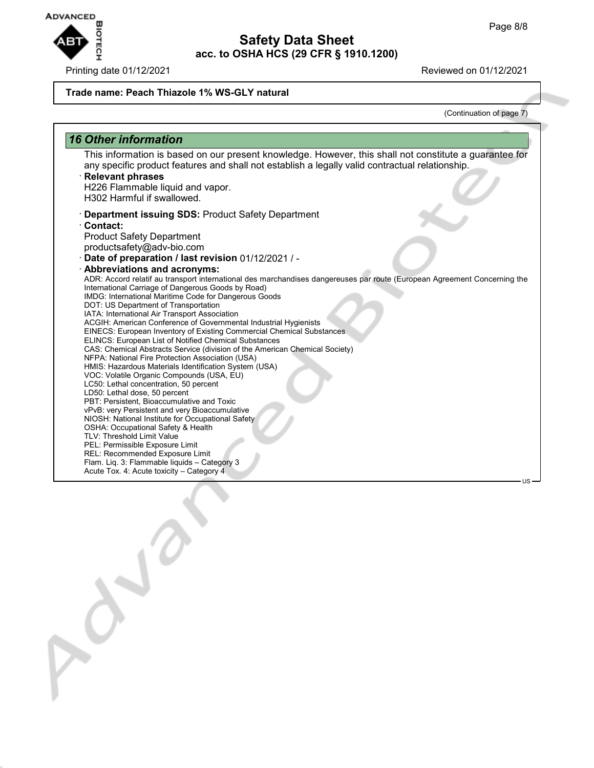**Trade name: Peach Thiazole 1% WS-GLY natural**

(Continuation of page 7)

## 16 Other information

This information is based on our present knowledge. However, this shall not constitute a guarantee for any specific product features and shall not establish a legally valid contractual relationship.

· **Relevant phrases**
H226 Flammable liquid and vapor.
H302 Harmful if swallowed.

· **Department issuing SDS:** Product Safety Department

· **Contact:**
Product Safety Department
productsafety@adv-bio.com

· **Date of preparation / last revision** 01/12/2021 / -

· **Abbreviations and acronyms:**
ADR: Accord relatif au transport international des marchandises dangereuses par route (European Agreement Concerning the International Carriage of Dangerous Goods by Road)
IMDG: International Maritime Code for Dangerous Goods
DOT: US Department of Transportation
IATA: International Air Transport Association
ACGIH: American Conference of Governmental Industrial Hygienists
EINECS: European Inventory of Existing Commercial Chemical Substances
ELINCS: European List of Notified Chemical Substances
CAS: Chemical Abstracts Service (division of the American Chemical Society)
NFPA: National Fire Protection Association (USA)
HMIS: Hazardous Materials Identification System (USA)
VOC: Volatile Organic Compounds (USA, EU)
LC50: Lethal concentration, 50 percent
LD50: Lethal dose, 50 percent
PBT: Persistent, Bioaccumulative and Toxic
vPvB: very Persistent and very Bioaccumulative
NIOSH: National Institute for Occupational Safety
OSHA: Occupational Safety & Health
TLV: Threshold Limit Value
PEL: Permissible Exposure Limit
REL: Recommended Exposure Limit
Flam. Liq. 3: Flammable liquids – Category 3
Acute Tox. 4: Acute toxicity – Category 4